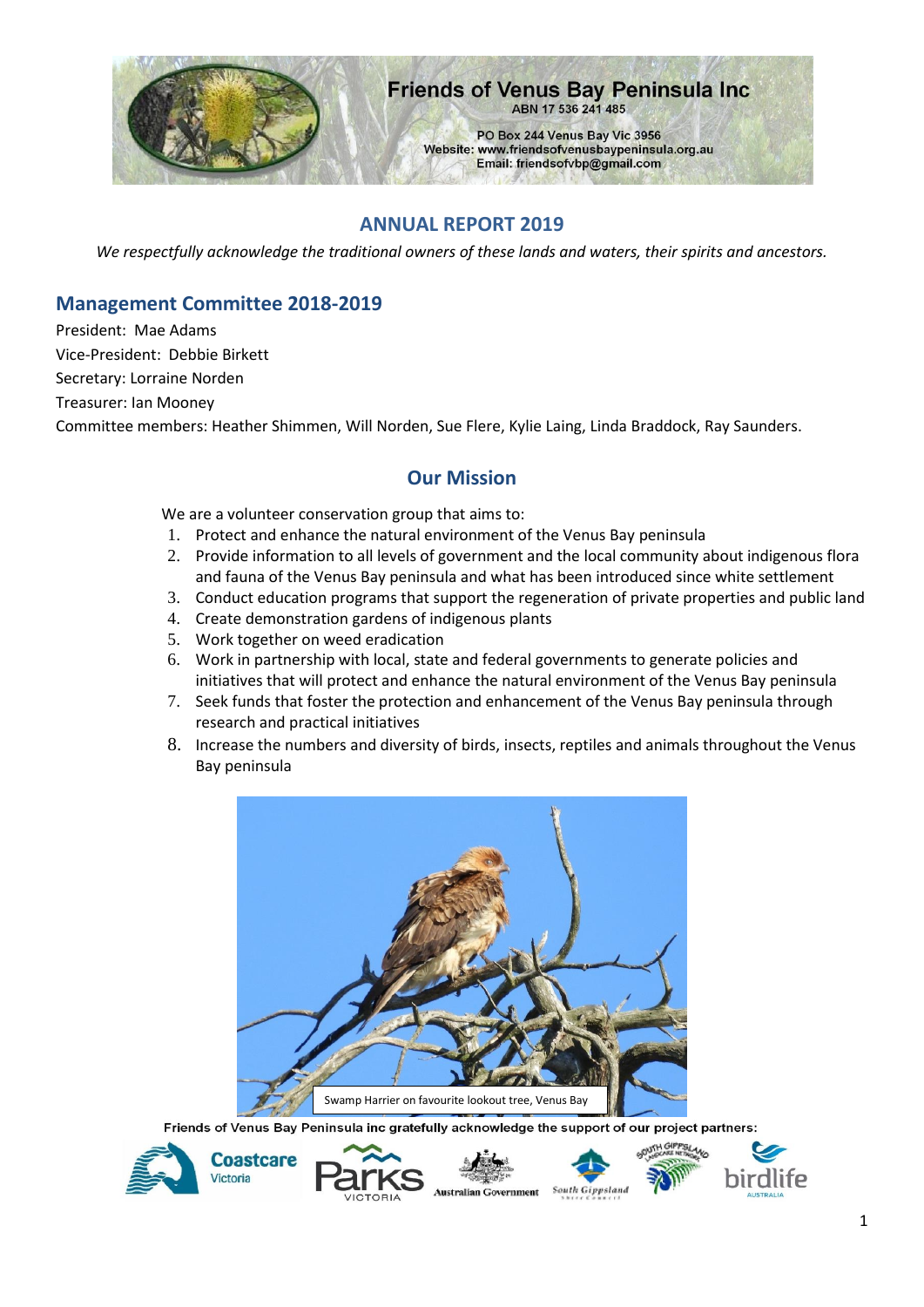# Friends of Venus Bay Peninsula Inc

ABN 17 536 241 485

PO Box 244 Venus Bay Vic 3956
Website: www.friendsofvenusbaypeninsula.org.au
Email: friendsofvbp@gmail.com

## ANNUAL REPORT 2019

*We respectfully acknowledge the traditional owners of these lands and waters, their spirits and ancestors.*

## Management Committee 2018-2019

President: Mae Adams
Vice-President: Debbie Birkett
Secretary: Lorraine Norden
Treasurer: Ian Mooney
Committee members: Heather Shimmen, Will Norden, Sue Flere, Kylie Laing, Linda Braddock, Ray Saunders.

## Our Mission

We are a volunteer conservation group that aims to:

1. Protect and enhance the natural environment of the Venus Bay peninsula
2. Provide information to all levels of government and the local community about indigenous flora and fauna of the Venus Bay peninsula and what has been introduced since white settlement
3. Conduct education programs that support the regeneration of private properties and public land
4. Create demonstration gardens of indigenous plants
5. Work together on weed eradication
6. Work in partnership with local, state and federal governments to generate policies and initiatives that will protect and enhance the natural environment of the Venus Bay peninsula
7. Seek funds that foster the protection and enhancement of the Venus Bay peninsula through research and practical initiatives
8. Increase the numbers and diversity of birds, insects, reptiles and animals throughout the Venus Bay peninsula

Swamp Harrier on favourite lookout tree, Venus Bay

**Friends of Venus Bay Peninsula inc gratefully acknowledge the support of our project partners:**

Coastcare Victoria, Parks Victoria, Australian Government, South Gippsland Shire Council, South Gippsland Landcare Network, birdlife Australia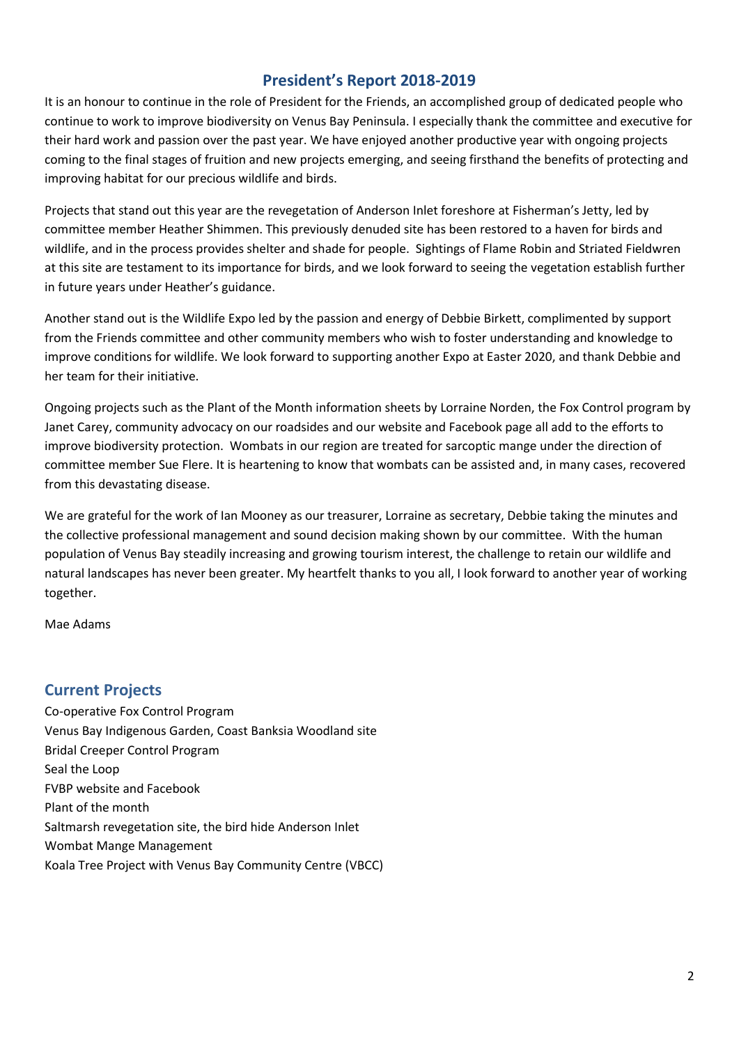## President's Report 2018-2019

It is an honour to continue in the role of President for the Friends, an accomplished group of dedicated people who continue to work to improve biodiversity on Venus Bay Peninsula. I especially thank the committee and executive for their hard work and passion over the past year. We have enjoyed another productive year with ongoing projects coming to the final stages of fruition and new projects emerging, and seeing firsthand the benefits of protecting and improving habitat for our precious wildlife and birds.

Projects that stand out this year are the revegetation of Anderson Inlet foreshore at Fisherman's Jetty, led by committee member Heather Shimmen. This previously denuded site has been restored to a haven for birds and wildlife, and in the process provides shelter and shade for people. Sightings of Flame Robin and Striated Fieldwren at this site are testament to its importance for birds, and we look forward to seeing the vegetation establish further in future years under Heather's guidance.

Another stand out is the Wildlife Expo led by the passion and energy of Debbie Birkett, complimented by support from the Friends committee and other community members who wish to foster understanding and knowledge to improve conditions for wildlife. We look forward to supporting another Expo at Easter 2020, and thank Debbie and her team for their initiative.

Ongoing projects such as the Plant of the Month information sheets by Lorraine Norden, the Fox Control program by Janet Carey, community advocacy on our roadsides and our website and Facebook page all add to the efforts to improve biodiversity protection. Wombats in our region are treated for sarcoptic mange under the direction of committee member Sue Flere. It is heartening to know that wombats can be assisted and, in many cases, recovered from this devastating disease.

We are grateful for the work of Ian Mooney as our treasurer, Lorraine as secretary, Debbie taking the minutes and the collective professional management and sound decision making shown by our committee. With the human population of Venus Bay steadily increasing and growing tourism interest, the challenge to retain our wildlife and natural landscapes has never been greater. My heartfelt thanks to you all, I look forward to another year of working together.

Mae Adams

## Current Projects

Co-operative Fox Control Program
Venus Bay Indigenous Garden, Coast Banksia Woodland site
Bridal Creeper Control Program
Seal the Loop
FVBP website and Facebook
Plant of the month
Saltmarsh revegetation site, the bird hide Anderson Inlet
Wombat Mange Management
Koala Tree Project with Venus Bay Community Centre (VBCC)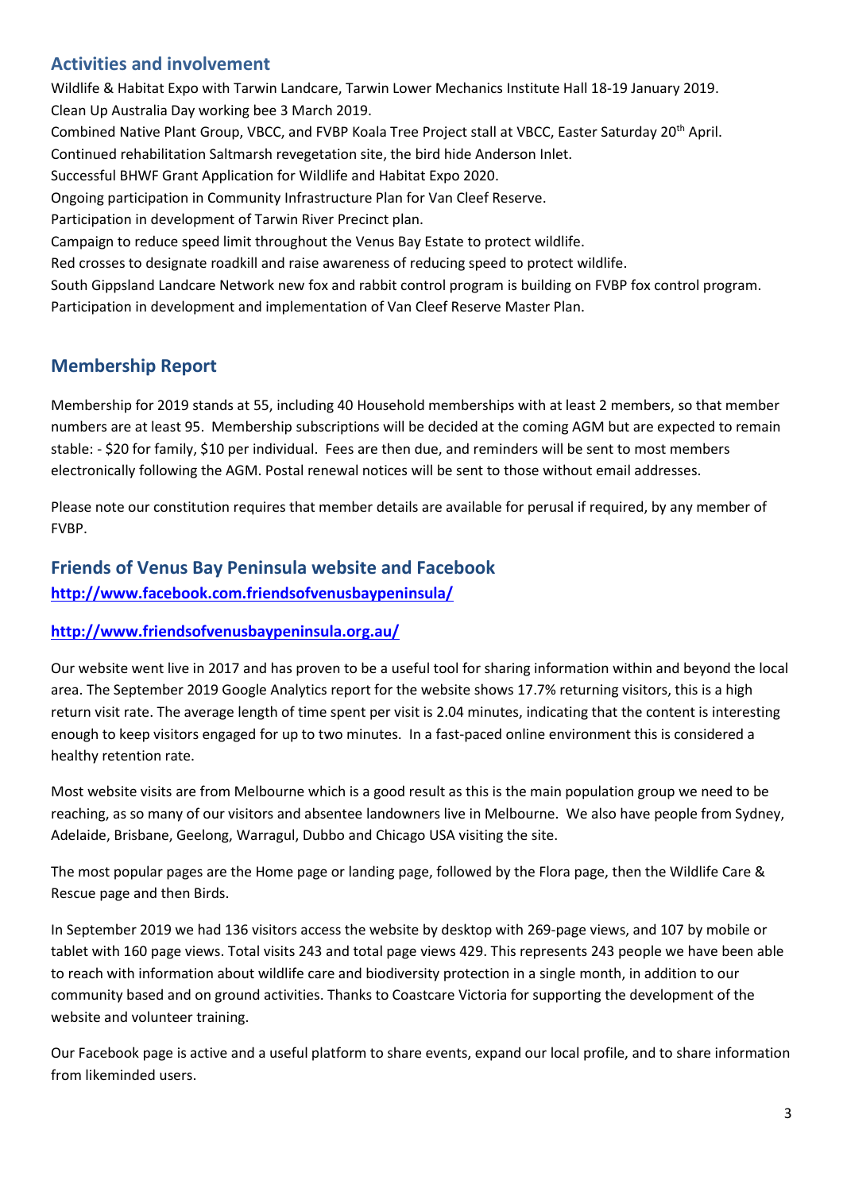## Activities and involvement

Wildlife & Habitat Expo with Tarwin Landcare, Tarwin Lower Mechanics Institute Hall 18-19 January 2019.
Clean Up Australia Day working bee 3 March 2019.
Combined Native Plant Group, VBCC, and FVBP Koala Tree Project stall at VBCC, Easter Saturday 20th April.
Continued rehabilitation Saltmarsh revegetation site, the bird hide Anderson Inlet.
Successful BHWF Grant Application for Wildlife and Habitat Expo 2020.
Ongoing participation in Community Infrastructure Plan for Van Cleef Reserve.
Participation in development of Tarwin River Precinct plan.
Campaign to reduce speed limit throughout the Venus Bay Estate to protect wildlife.
Red crosses to designate roadkill and raise awareness of reducing speed to protect wildlife.
South Gippsland Landcare Network new fox and rabbit control program is building on FVBP fox control program.
Participation in development and implementation of Van Cleef Reserve Master Plan.

## Membership Report

Membership for 2019 stands at 55, including 40 Household memberships with at least 2 members, so that member numbers are at least 95. Membership subscriptions will be decided at the coming AGM but are expected to remain stable: - $20 for family, $10 per individual. Fees are then due, and reminders will be sent to most members electronically following the AGM. Postal renewal notices will be sent to those without email addresses.

Please note our constitution requires that member details are available for perusal if required, by any member of FVBP.

## Friends of Venus Bay Peninsula website and Facebook

**http://www.facebook.com.friendsofvenusbaypeninsula/**

**http://www.friendsofvenusbaypeninsula.org.au/**

Our website went live in 2017 and has proven to be a useful tool for sharing information within and beyond the local area. The September 2019 Google Analytics report for the website shows 17.7% returning visitors, this is a high return visit rate. The average length of time spent per visit is 2.04 minutes, indicating that the content is interesting enough to keep visitors engaged for up to two minutes. In a fast-paced online environment this is considered a healthy retention rate.

Most website visits are from Melbourne which is a good result as this is the main population group we need to be reaching, as so many of our visitors and absentee landowners live in Melbourne. We also have people from Sydney, Adelaide, Brisbane, Geelong, Warragul, Dubbo and Chicago USA visiting the site.

The most popular pages are the Home page or landing page, followed by the Flora page, then the Wildlife Care & Rescue page and then Birds.

In September 2019 we had 136 visitors access the website by desktop with 269-page views, and 107 by mobile or tablet with 160 page views. Total visits 243 and total page views 429. This represents 243 people we have been able to reach with information about wildlife care and biodiversity protection in a single month, in addition to our community based and on ground activities. Thanks to Coastcare Victoria for supporting the development of the website and volunteer training.

Our Facebook page is active and a useful platform to share events, expand our local profile, and to share information from likeminded users.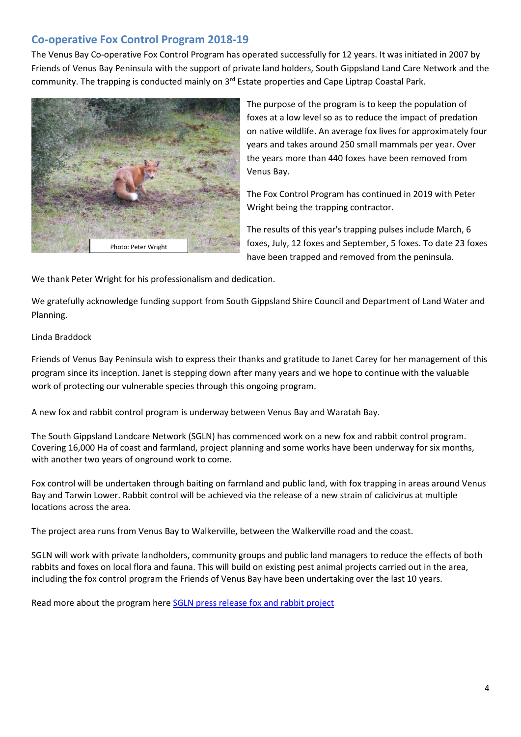## Co-operative Fox Control Program 2018-19

The Venus Bay Co-operative Fox Control Program has operated successfully for 12 years. It was initiated in 2007 by Friends of Venus Bay Peninsula with the support of private land holders, South Gippsland Land Care Network and the community. The trapping is conducted mainly on 3rd Estate properties and Cape Liptrap Coastal Park.

Photo: Peter Wright

The purpose of the program is to keep the population of foxes at a low level so as to reduce the impact of predation on native wildlife. An average fox lives for approximately four years and takes around 250 small mammals per year. Over the years more than 440 foxes have been removed from Venus Bay.

The Fox Control Program has continued in 2019 with Peter Wright being the trapping contractor.

The results of this year's trapping pulses include March, 6 foxes, July, 12 foxes and September, 5 foxes. To date 23 foxes have been trapped and removed from the peninsula.

We thank Peter Wright for his professionalism and dedication.

We gratefully acknowledge funding support from South Gippsland Shire Council and Department of Land Water and Planning.

Linda Braddock

Friends of Venus Bay Peninsula wish to express their thanks and gratitude to Janet Carey for her management of this program since its inception. Janet is stepping down after many years and we hope to continue with the valuable work of protecting our vulnerable species through this ongoing program.

A new fox and rabbit control program is underway between Venus Bay and Waratah Bay.

The South Gippsland Landcare Network (SGLN) has commenced work on a new fox and rabbit control program. Covering 16,000 Ha of coast and farmland, project planning and some works have been underway for six months, with another two years of onground work to come.

Fox control will be undertaken through baiting on farmland and public land, with fox trapping in areas around Venus Bay and Tarwin Lower. Rabbit control will be achieved via the release of a new strain of calicivirus at multiple locations across the area.

The project area runs from Venus Bay to Walkerville, between the Walkerville road and the coast.

SGLN will work with private landholders, community groups and public land managers to reduce the effects of both rabbits and foxes on local flora and fauna. This will build on existing pest animal projects carried out in the area, including the fox control program the Friends of Venus Bay have been undertaking over the last 10 years.

Read more about the program here SGLN press release fox and rabbit project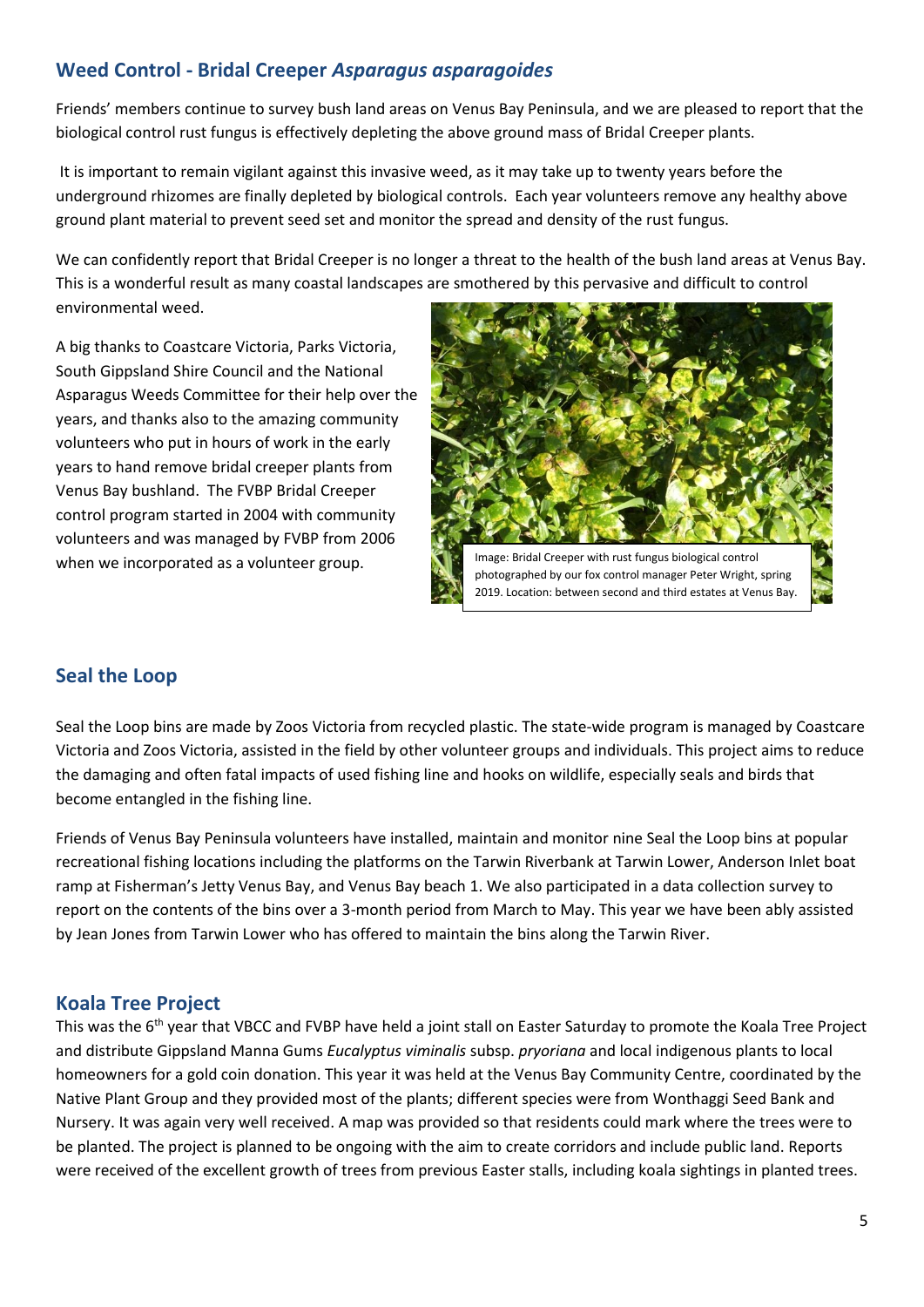## Weed Control - Bridal Creeper *Asparagus asparagoides*

Friends' members continue to survey bush land areas on Venus Bay Peninsula, and we are pleased to report that the biological control rust fungus is effectively depleting the above ground mass of Bridal Creeper plants.

It is important to remain vigilant against this invasive weed, as it may take up to twenty years before the underground rhizomes are finally depleted by biological controls. Each year volunteers remove any healthy above ground plant material to prevent seed set and monitor the spread and density of the rust fungus.

We can confidently report that Bridal Creeper is no longer a threat to the health of the bush land areas at Venus Bay. This is a wonderful result as many coastal landscapes are smothered by this pervasive and difficult to control environmental weed.

A big thanks to Coastcare Victoria, Parks Victoria, South Gippsland Shire Council and the National Asparagus Weeds Committee for their help over the years, and thanks also to the amazing community volunteers who put in hours of work in the early years to hand remove bridal creeper plants from Venus Bay bushland. The FVBP Bridal Creeper control program started in 2004 with community volunteers and was managed by FVBP from 2006 when we incorporated as a volunteer group.

Image: Bridal Creeper with rust fungus biological control photographed by our fox control manager Peter Wright, spring 2019. Location: between second and third estates at Venus Bay.

## Seal the Loop

Seal the Loop bins are made by Zoos Victoria from recycled plastic. The state-wide program is managed by Coastcare Victoria and Zoos Victoria, assisted in the field by other volunteer groups and individuals. This project aims to reduce the damaging and often fatal impacts of used fishing line and hooks on wildlife, especially seals and birds that become entangled in the fishing line.

Friends of Venus Bay Peninsula volunteers have installed, maintain and monitor nine Seal the Loop bins at popular recreational fishing locations including the platforms on the Tarwin Riverbank at Tarwin Lower, Anderson Inlet boat ramp at Fisherman's Jetty Venus Bay, and Venus Bay beach 1. We also participated in a data collection survey to report on the contents of the bins over a 3-month period from March to May. This year we have been ably assisted by Jean Jones from Tarwin Lower who has offered to maintain the bins along the Tarwin River.

## Koala Tree Project

This was the 6th year that VBCC and FVBP have held a joint stall on Easter Saturday to promote the Koala Tree Project and distribute Gippsland Manna Gums *Eucalyptus viminalis* subsp. *pryoriana* and local indigenous plants to local homeowners for a gold coin donation. This year it was held at the Venus Bay Community Centre, coordinated by the Native Plant Group and they provided most of the plants; different species were from Wonthaggi Seed Bank and Nursery. It was again very well received. A map was provided so that residents could mark where the trees were to be planted. The project is planned to be ongoing with the aim to create corridors and include public land. Reports were received of the excellent growth of trees from previous Easter stalls, including koala sightings in planted trees.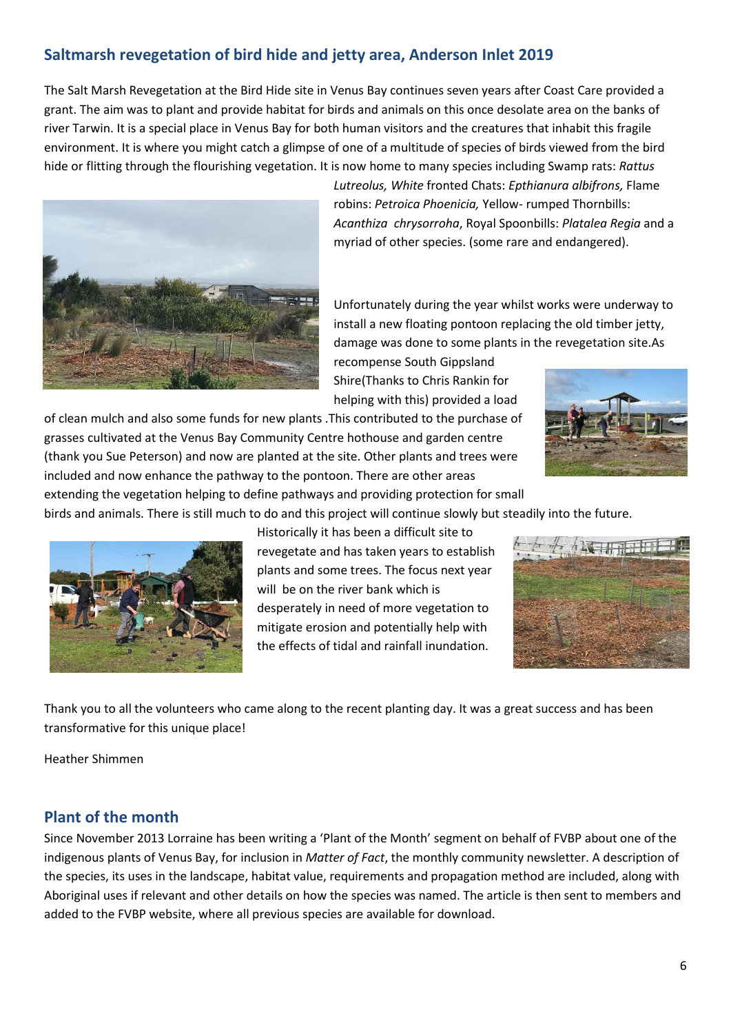## Saltmarsh revegetation of bird hide and jetty area, Anderson Inlet 2019

The Salt Marsh Revegetation at the Bird Hide site in Venus Bay continues seven years after Coast Care provided a grant. The aim was to plant and provide habitat for birds and animals on this once desolate area on the banks of river Tarwin. It is a special place in Venus Bay for both human visitors and the creatures that inhabit this fragile environment. It is where you might catch a glimpse of one of a multitude of species of birds viewed from the bird hide or flitting through the flourishing vegetation. It is now home to many species including Swamp rats: *Rattus Lutreolus, White* fronted Chats: *Epthianura albifrons,* Flame robins: *Petroica Phoenicia,* Yellow- rumped Thornbills: *Acanthiza chrysorroha*, Royal Spoonbills: *Platalea Regia* and a myriad of other species. (some rare and endangered).

Unfortunately during the year whilst works were underway to install a new floating pontoon replacing the old timber jetty, damage was done to some plants in the revegetation site.As recompense South Gippsland Shire(Thanks to Chris Rankin for helping with this) provided a load of clean mulch and also some funds for new plants .This contributed to the purchase of grasses cultivated at the Venus Bay Community Centre hothouse and garden centre (thank you Sue Peterson) and now are planted at the site. Other plants and trees were included and now enhance the pathway to the pontoon. There are other areas extending the vegetation helping to define pathways and providing protection for small birds and animals. There is still much to do and this project will continue slowly but steadily into the future.

Historically it has been a difficult site to revegetate and has taken years to establish plants and some trees. The focus next year will be on the river bank which is desperately in need of more vegetation to mitigate erosion and potentially help with the effects of tidal and rainfall inundation.

Thank you to all the volunteers who came along to the recent planting day. It was a great success and has been transformative for this unique place!

Heather Shimmen

## Plant of the month

Since November 2013 Lorraine has been writing a 'Plant of the Month' segment on behalf of FVBP about one of the indigenous plants of Venus Bay, for inclusion in *Matter of Fact*, the monthly community newsletter. A description of the species, its uses in the landscape, habitat value, requirements and propagation method are included, along with Aboriginal uses if relevant and other details on how the species was named. The article is then sent to members and added to the FVBP website, where all previous species are available for download.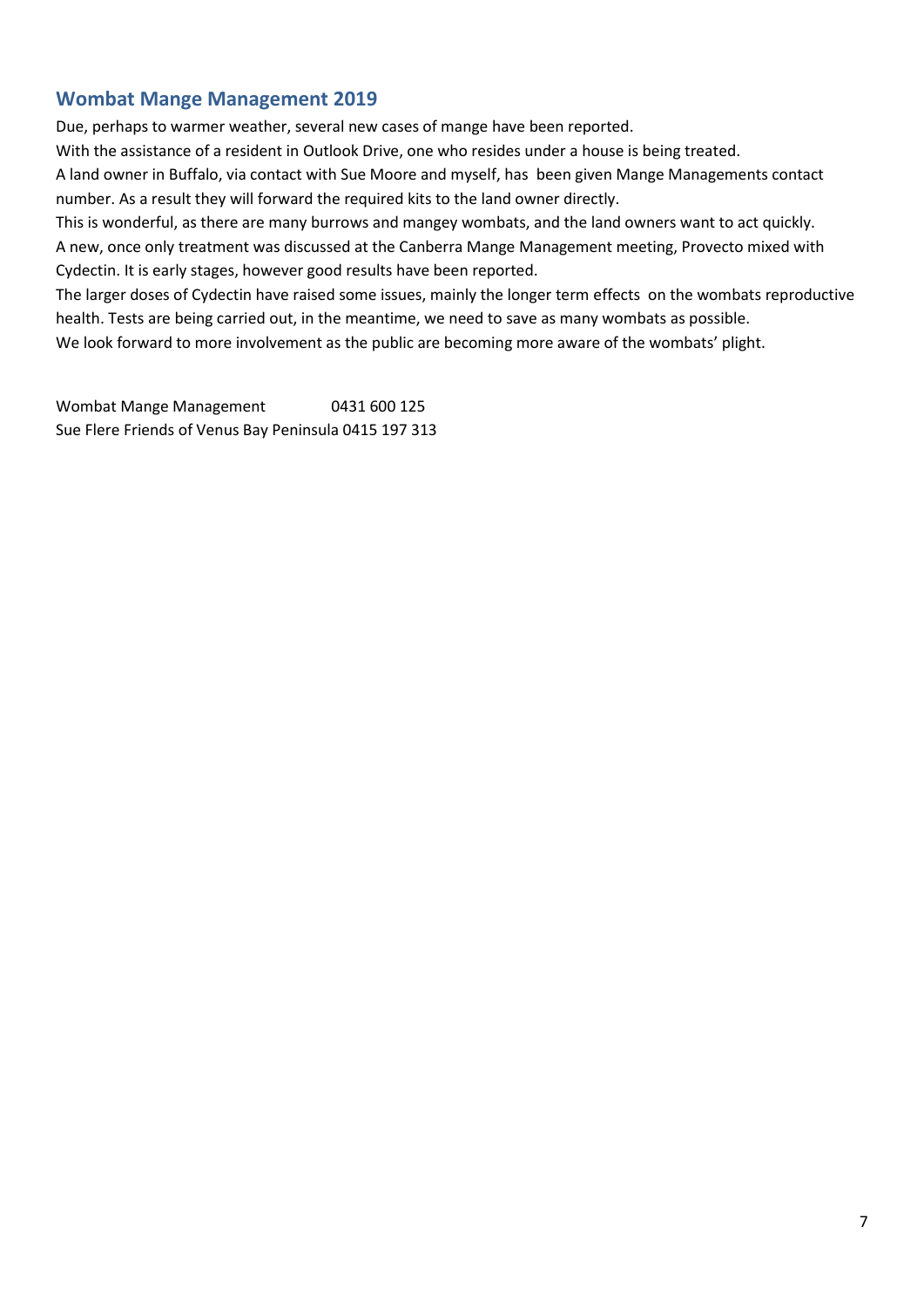## Wombat Mange Management 2019

Due, perhaps to warmer weather, several new cases of mange have been reported.

With the assistance of a resident in Outlook Drive, one who resides under a house is being treated.

A land owner in Buffalo, via contact with Sue Moore and myself, has been given Mange Managements contact number. As a result they will forward the required kits to the land owner directly.

This is wonderful, as there are many burrows and mangey wombats, and the land owners want to act quickly.

A new, once only treatment was discussed at the Canberra Mange Management meeting, Provecto mixed with Cydectin. It is early stages, however good results have been reported.

The larger doses of Cydectin have raised some issues, mainly the longer term effects on the wombats reproductive health. Tests are being carried out, in the meantime, we need to save as many wombats as possible.

We look forward to more involvement as the public are becoming more aware of the wombats' plight.

Wombat Mange Management 0431 600 125

Sue Flere Friends of Venus Bay Peninsula 0415 197 313